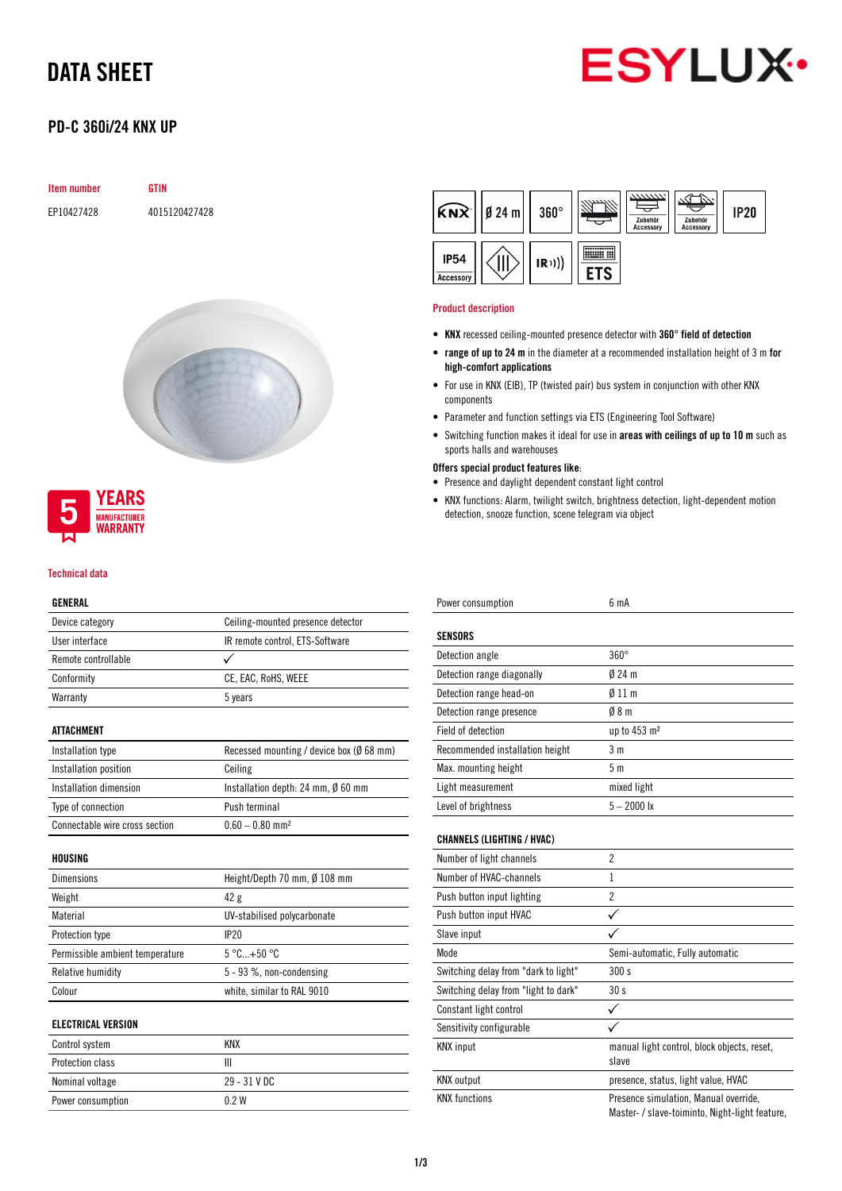# DATA SHEET

## PD-C 360i/24 KNX UP

| Item number | GTIN |
|---|---|
| EP10427428 | 4015120427428 |

5 YEARS MANUFACTURER WARRANTY

### Product description

- **KNX** recessed ceiling-mounted presence detector with **360° field of detection**
- **range of up to 24 m** in the diameter at a recommended installation height of 3 m **for high-comfort applications**
- For use in KNX (EIB), TP (twisted pair) bus system in conjunction with other KNX components
- Parameter and function settings via ETS (Engineering Tool Software)
- Switching function makes it ideal for use in **areas with ceilings of up to 10 m** such as sports halls and warehouses

**Offers special product features like:**

- Presence and daylight dependent constant light control
- KNX functions: Alarm, twilight switch, brightness detection, light-dependent motion detection, snooze function, scene telegram via object

### Technical data

| GENERAL | |
|---|---|
| Device category | Ceiling-mounted presence detector |
| User interface | IR remote control, ETS-Software |
| Remote controllable | ✓ |
| Conformity | CE, EAC, RoHS, WEEE |
| Warranty | 5 years |

| ATTACHMENT | |
|---|---|
| Installation type | Recessed mounting / device box (Ø 68 mm) |
| Installation position | Ceiling |
| Installation dimension | Installation depth: 24 mm, Ø 60 mm |
| Type of connection | Push terminal |
| Connectable wire cross section | 0.60 – 0.80 mm² |

| HOUSING | |
|---|---|
| Dimensions | Height/Depth 70 mm, Ø 108 mm |
| Weight | 42 g |
| Material | UV-stabilised polycarbonate |
| Protection type | IP20 |
| Permissible ambient temperature | 5 °C...+50 °C |
| Relative humidity | 5 - 93 %, non-condensing |
| Colour | white, similar to RAL 9010 |

| ELECTRICAL VERSION | |
|---|---|
| Control system | KNX |
| Protection class | III |
| Nominal voltage | 29 - 31 V DC |
| Power consumption | 0.2 W |
| Power consumption | 6 mA |

| SENSORS | |
|---|---|
| Detection angle | 360° |
| Detection range diagonally | Ø 24 m |
| Detection range head-on | Ø 11 m |
| Detection range presence | Ø 8 m |
| Field of detection | up to 453 m² |
| Recommended installation height | 3 m |
| Max. mounting height | 5 m |
| Light measurement | mixed light |
| Level of brightness | 5 – 2000 lx |

| CHANNELS (LIGHTING / HVAC) | |
|---|---|
| Number of light channels | 2 |
| Number of HVAC-channels | 1 |
| Push button input lighting | 2 |
| Push button input HVAC | ✓ |
| Slave input | ✓ |
| Mode | Semi-automatic, Fully automatic |
| Switching delay from "dark to light" | 300 s |
| Switching delay from "light to dark" | 30 s |
| Constant light control | ✓ |
| Sensitivity configurable | ✓ |
| KNX input | manual light control, block objects, reset, slave |
| KNX output | presence, status, light value, HVAC |
| KNX functions | Presence simulation, Manual override, Master- / slave-toiminto, Night-light feature, |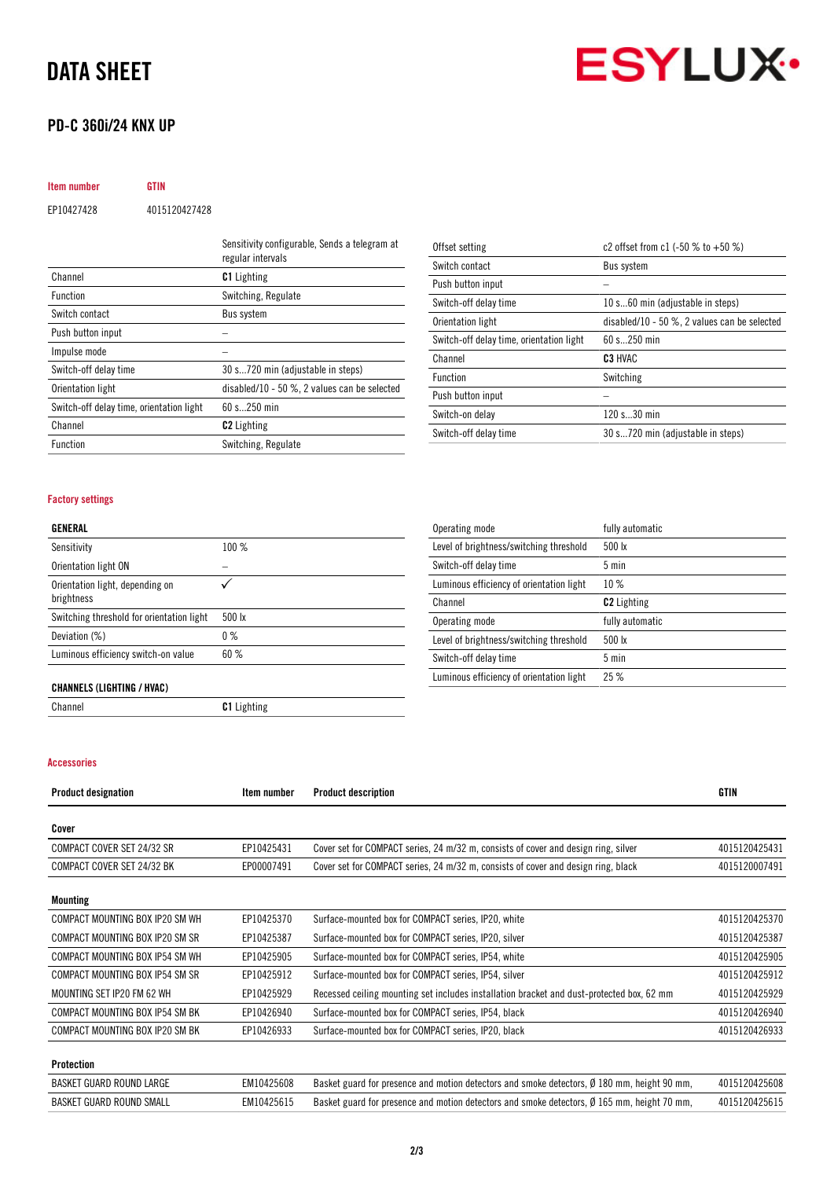# DATA SHEET

## PD-C 360i/24 KNX UP

| Item number | GTIN |
|---|---|
| EP10427428 | 4015120427428 |

| | |
|---|---|
| | Sensitivity configurable, Sends a telegram at regular intervals |
| Channel | **C1** Lighting |
| Function | Switching, Regulate |
| Switch contact | Bus system |
| Push button input | – |
| Impulse mode | – |
| Switch-off delay time | 30 s...720 min (adjustable in steps) |
| Orientation light | disabled/10 - 50 %, 2 values can be selected |
| Switch-off delay time, orientation light | 60 s...250 min |
| Channel | **C2** Lighting |
| Function | Switching, Regulate |
| Offset setting | c2 offset from c1 (-50 % to +50 %) |
| Switch contact | Bus system |
| Push button input | – |
| Switch-off delay time | 10 s...60 min (adjustable in steps) |
| Orientation light | disabled/10 - 50 %, 2 values can be selected |
| Switch-off delay time, orientation light | 60 s...250 min |
| Channel | **C3** HVAC |
| Function | Switching |
| Push button input | – |
| Switch-on delay | 120 s...30 min |
| Switch-off delay time | 30 s...720 min (adjustable in steps) |

### Factory settings

| **GENERAL** | |
|---|---|
| Sensitivity | 100 % |
| Orientation light ON | – |
| Orientation light, depending on brightness | ✓ |
| Switching threshold for orientation light | 500 lx |
| Deviation (%) | 0 % |
| Luminous efficiency switch-on value | 60 % |

| **CHANNELS (LIGHTING / HVAC)** | |
|---|---|
| Channel | **C1** Lighting |
| Operating mode | fully automatic |
| Level of brightness/switching threshold | 500 lx |
| Switch-off delay time | 5 min |
| Luminous efficiency of orientation light | 10 % |
| Channel | **C2** Lighting |
| Operating mode | fully automatic |
| Level of brightness/switching threshold | 500 lx |
| Switch-off delay time | 5 min |
| Luminous efficiency of orientation light | 25 % |

### Accessories

| Product designation | Item number | Product description | GTIN |
|---|---|---|---|
| **Cover** | | | |
| COMPACT COVER SET 24/32 SR | EP10425431 | Cover set for COMPACT series, 24 m/32 m, consists of cover and design ring, silver | 4015120425431 |
| COMPACT COVER SET 24/32 BK | EP00007491 | Cover set for COMPACT series, 24 m/32 m, consists of cover and design ring, black | 4015120007491 |
| **Mounting** | | | |
| COMPACT MOUNTING BOX IP20 SM WH | EP10425370 | Surface-mounted box for COMPACT series, IP20, white | 4015120425370 |
| COMPACT MOUNTING BOX IP20 SM SR | EP10425387 | Surface-mounted box for COMPACT series, IP20, silver | 4015120425387 |
| COMPACT MOUNTING BOX IP54 SM WH | EP10425905 | Surface-mounted box for COMPACT series, IP54, white | 4015120425905 |
| COMPACT MOUNTING BOX IP54 SM SR | EP10425912 | Surface-mounted box for COMPACT series, IP54, silver | 4015120425912 |
| MOUNTING SET IP20 FM 62 WH | EP10425929 | Recessed ceiling mounting set includes installation bracket and dust-protected box, 62 mm | 4015120425929 |
| COMPACT MOUNTING BOX IP54 SM BK | EP10426940 | Surface-mounted box for COMPACT series, IP54, black | 4015120426940 |
| COMPACT MOUNTING BOX IP20 SM BK | EP10426933 | Surface-mounted box for COMPACT series, IP20, black | 4015120426933 |
| **Protection** | | | |
| BASKET GUARD ROUND LARGE | EM10425608 | Basket guard for presence and motion detectors and smoke detectors, Ø 180 mm, height 90 mm, | 4015120425608 |
| BASKET GUARD ROUND SMALL | EM10425615 | Basket guard for presence and motion detectors and smoke detectors, Ø 165 mm, height 70 mm, | 4015120425615 |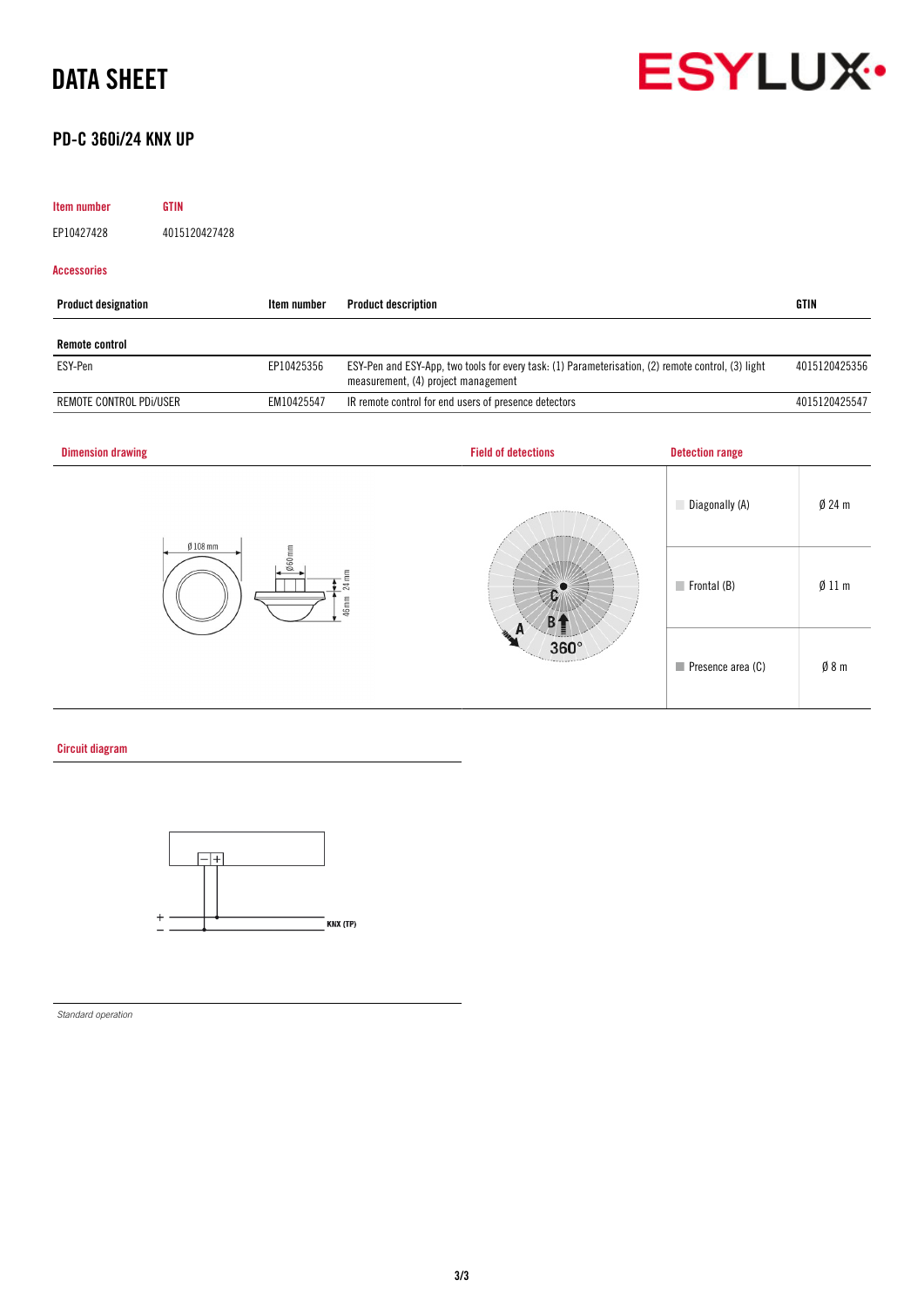# DATA SHEET

## PD-C 360i/24 KNX UP

| Item number | GTIN |
|---|---|
| EP10427428 | 4015120427428 |

### Accessories

| Product designation | Item number | Product description | GTIN |
|---|---|---|---|
| **Remote control** | | | |
| ESY-Pen | EP10425356 | ESY-Pen and ESY-App, two tools for every task: (1) Parameterisation, (2) remote control, (3) light measurement, (4) project management | 4015120425356 |
| REMOTE CONTROL PDi/USER | EM10425547 | IR remote control for end users of presence detectors | 4015120425547 |

### Dimension drawing

Ø 108 mm

Ø 60 mm

24 mm

46 mm

### Field of detections

A

B

C

360°

### Detection range

| | |
|---|---|
| Diagonally (A) | Ø 24 m |
| Frontal (B) | Ø 11 m |
| Presence area (C) | Ø 8 m |

### Circuit diagram

− +

+

−

KNX (TP)

*Standard operation*